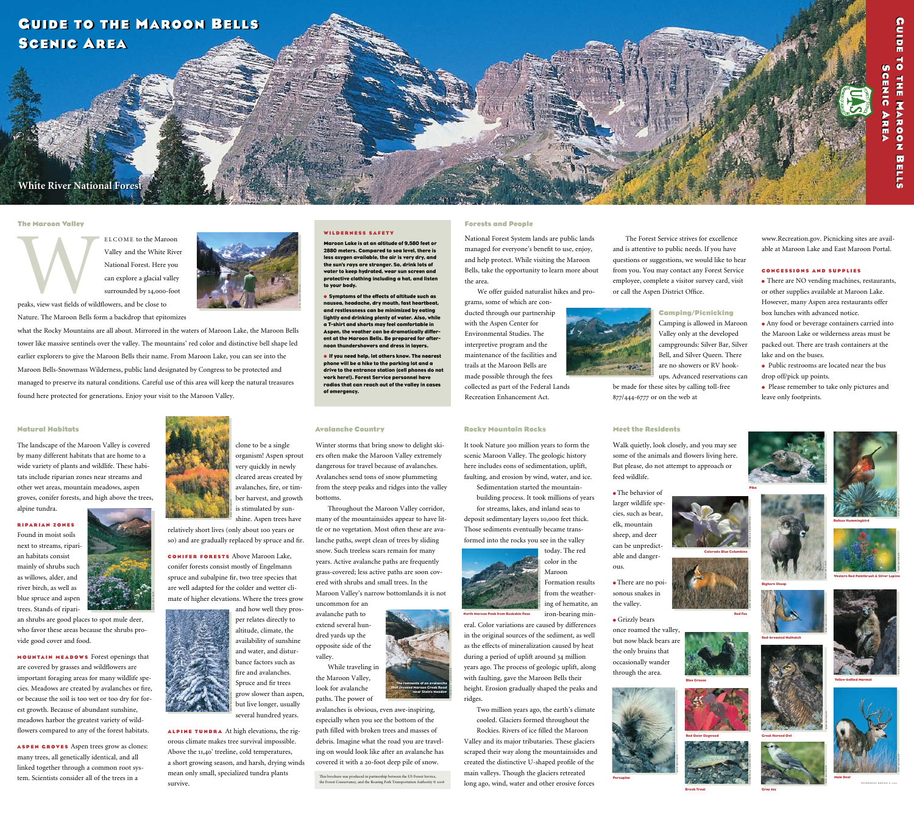# Guide to the Maroon Bells Scenic Area

White River National Forest

## The Maroon Valley

WELCOME to the Maroon Valley and the White River National Forest. Here you can explore a glacial valley surrounded by 14,000-foot peaks, view vast fields of wildflowers, and be close to Nature. The Maroon Bells form a backdrop that epitomizes what the Rocky Mountains are all about. Mirrored in the waters of Maroon Lake, the Maroon Bells tower like massive sentinels over the valley. The mountains' red color and distinctive bell shape led earlier explorers to give the Maroon Bells their name. From Maroon Lake, you can see into the Maroon Bells-Snowmass Wilderness, public land designated by Congress to be protected and managed to preserve its natural conditions. Careful use of this area will keep the natural treasures found here protected for generations. Enjoy your visit to the Maroon Valley.

### Wilderness Safety

**Maroon Lake is at an altitude of 9,580 feet or 2880 meters. Compared to sea level, there is less oxygen available, the air is very dry, and the sun's rays are stronger. So, drink lots of water to keep hydrated, wear sun screen and protective clothing including a hat, and listen to your body.**

- **Symptoms of the effects of altitude such as nausea, headache, dry mouth, fast heartbeat, and restlessness can be minimized by eating lightly and drinking plenty of water. Also, while a T-shirt and shorts may feel comfortable in Aspen, the weather can be dramatically different at the Maroon Bells. Be prepared for afternoon thundershowers and dress in layers.**
- **If you need help, let others know. The nearest phone will be a hike to the parking lot and a drive to the entrance station (cell phones do not work here!). Forest Service personnel have radios that can reach out of the valley in cases of emergency.**

## Forests and People

National Forest System lands are public lands managed for everyone's benefit to use, enjoy, and help protect. While visiting the Maroon Bells, take the opportunity to learn more about the area.

We offer guided naturalist hikes and programs, some of which are conducted through our partnership with the Aspen Center for Environmental Studies. The interpretive program and the maintenance of the facilities and trails at the Maroon Bells are made possible through the fees collected as part of the Federal Lands Recreation Enhancement Act.

The Forest Service strives for excellence and is attentive to public needs. If you have questions or suggestions, we would like to hear from you. You may contact any Forest Service employee, complete a visitor survey card, visit or call the Aspen District Office.

### Camping/Picnicking

Camping is allowed in Maroon Valley only at the developed campgrounds: Silver Bar, Silver Bell, and Silver Queen. There are no showers or RV hook-ups. Advanced reservations can be made for these sites by calling toll-free 877/444-6777 or on the web at www.Recreation.gov. Picnicking sites are available at Maroon Lake and East Maroon Portal.

### Concessions and Supplies

- There are NO vending machines, restaurants, or other supplies available at Maroon Lake. However, many Aspen area restaurants offer box lunches with advanced notice.
- Any food or beverage containers carried into the Maroon Lake or wilderness areas must be packed out. There are trash containers at the lake and on the buses.
- Public restrooms are located near the bus drop off/pick up points.
- Please remember to take only pictures and leave only footprints.

## Natural Habitats

The landscape of the Maroon Valley is covered by many different habitats that are home to a wide variety of plants and wildlife. These habitats include riparian zones near streams and other wet areas, mountain meadows, aspen groves, conifer forests, and high above the trees, alpine tundra.

**RIPARIAN ZONES** Found in moist soils next to streams, riparian habitats consist mainly of shrubs such as willows, alder, and river birch, as well as blue spruce and aspen trees. Stands of riparian shrubs are good places to spot mule deer, who favor these areas because the shrubs provide good cover and food.

**MOUNTAIN MEADOWS** Forest openings that are covered by grasses and wildflowers are important foraging areas for many wildlife species. Meadows are created by avalanches or fire, or because the soil is too wet or too dry for forest growth. Because of abundant sunshine, meadows harbor the greatest variety of wildflowers compared to any of the forest habitats.

**ASPEN GROVES** Aspen trees grow as clones: many trees, all genetically identical, and all linked together through a common root system. Scientists consider all of the trees in a clone to be a single organism! Aspen sprout very quickly in newly cleared areas created by avalanches, fire, or timber harvest, and growth is stimulated by sunshine. Aspen trees have relatively short lives (only about 100 years or so) and are gradually replaced by spruce and fir.

**CONIFER FORESTS** Above Maroon Lake, conifer forests consist mostly of Engelmann spruce and subalpine fir, two tree species that are well adapted for the colder and wetter climate of higher elevations. Where the trees grow and how well they prosper relates directly to altitude, climate, the availability of sunshine and water, and disturbance factors such as fire and avalanches. Spruce and fir trees grow slower than aspen, but live longer, usually several hundred years.

**ALPINE TUNDRA** At high elevations, the rigorous climate makes tree survival impossible. Above the 11,40' treeline, cold temperatures, a short growing season, and harsh, drying winds mean only small, specialized tundra plants survive.

## Avalanche Country

Winter storms that bring snow to delight skiers often make the Maroon Valley extremely dangerous for travel because of avalanches. Avalanches send tons of snow plummeting from the steep peaks and ridges into the valley bottoms.

Throughout the Maroon Valley corridor, many of the mountainsides appear to have little or no vegetation. Most often these are avalanche paths, swept clean of trees by sliding snow. Such treeless scars remain for many years. Active avalanche paths are frequently grass-covered; less active paths are soon covered with shrubs and small trees. In the Maroon Valley's narrow bottomlands it is not uncommon for an avalanche path to extend several hundred yards up the opposite side of the valley.

While traveling in the Maroon Valley, look for avalanche paths. The power of avalanches is obvious, even awe-inspiring, especially when you see the bottom of the path filled with broken trees and masses of debris. Imagine what the road you are traveling on would look like after an avalanche has covered it with a 20-foot deep pile of snow.

The remnants of an avalanche that crossed Maroon Creek Road near Stein's Meadow

This brochure was produced in partnership between the US Forest Service, the Forest Conservancy, and the Roaring Fork Transportation Authority © 2008

## Rocky Mountain Rocks

It took Nature 300 million years to form the scenic Maroon Valley. The geologic history here includes eons of sedimentation, uplift, faulting, and erosion by wind, water, and ice.

Sedimentation started the mountain-building process. It took millions of years for streams, lakes, and inland seas to deposit sedimentary layers 10,000 feet thick. Those sediments eventually became transformed into the rocks you see in the valley today. The red color in the Maroon Formation results from the weathering of hematite, an iron-bearing mineral. Color variations are caused by differences in the original sources of the sediment, as well as the effects of mineralization caused by heat during a period of uplift around 34 million years ago. The process of geologic uplift, along with faulting, gave the Maroon Bells their height. Erosion gradually shaped the peaks and ridges.

North Maroon Peak from Buckskin Pass

Two million years ago, the earth's climate cooled. Glaciers formed throughout the Rockies. Rivers of ice filled the Maroon Valley and its major tributaries. These glaciers scraped their way along the mountainsides and created the distinctive U-shaped profile of the main valleys. Though the glaciers retreated long ago, wind, water and other erosive forces

## Meet the Residents

Walk quietly, look closely, and you may see some of the animals and flowers living here. But please, do not attempt to approach or feed wildlife.

- The behavior of larger wildlife species, such as bear, elk, mountain sheep, and deer can be unpredictable and dangerous.
- There are no poisonous snakes in the valley.
- Grizzly bears once roamed the valley, but now black bears are the only bruins that occasionally wander through the area.

Pika

Rufous Hummingbird

Colorado Blue Columbine

Bighorn Sheep

Western Red Paintbrush & Silver Lupine

Red Fox

Red-breasted Nuthatch

Yellow-bellied Marmot

Blue Grouse

Porcupine

Red Osier Dogwood

Great Horned Owl

Brook Trout

Gray Jay

Male Deer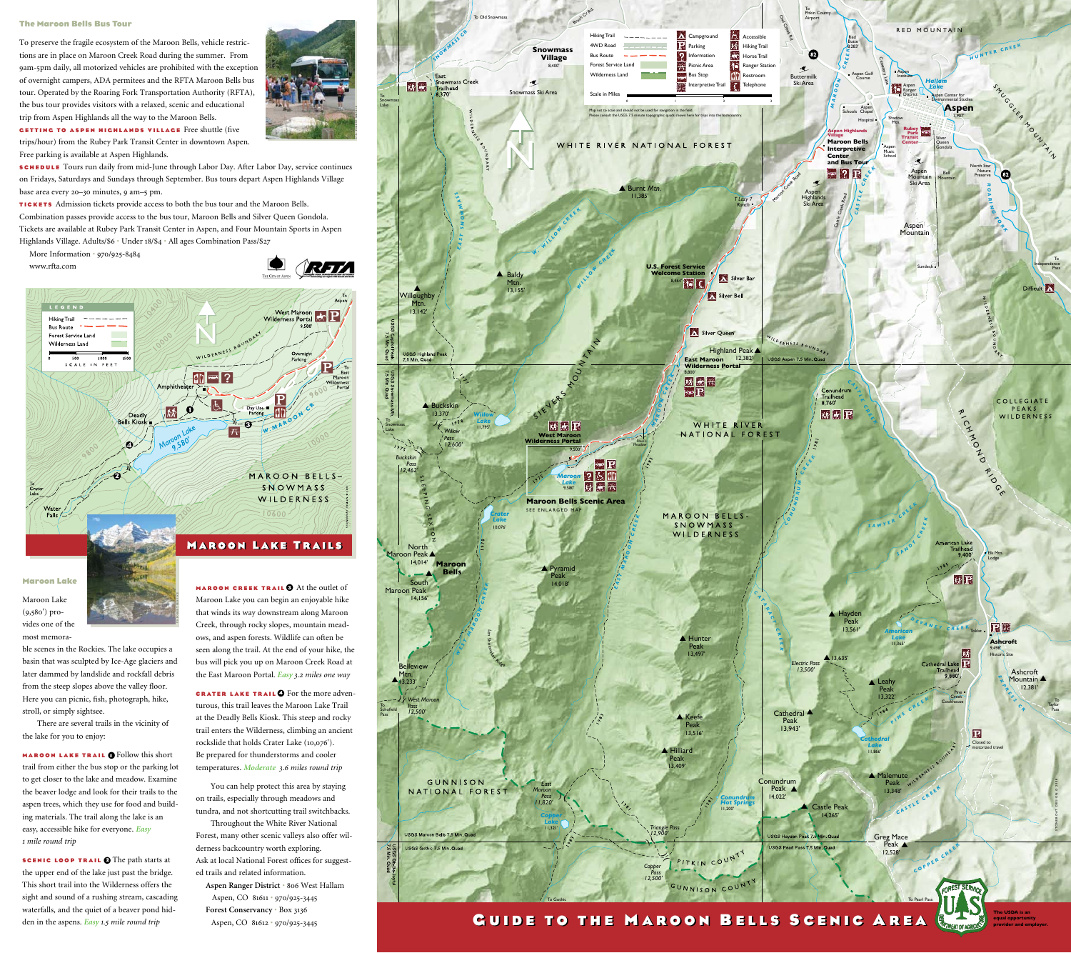## The Maroon Bells Bus Tour

To preserve the fragile ecosystem of the Maroon Bells, vehicle restrictions are in place on Maroon Creek Road during the summer. From 9am-5pm daily, all motorized vehicles are prohibited with the exception of overnight campers, ADA permitees and the RFTA Maroon Bells bus tour. Operated by the Roaring Fork Transportation Authority (RFTA), the bus tour provides visitors with a relaxed, scenic and educational trip from Aspen Highlands all the way to the Maroon Bells.

**GETTING TO ASPEN HIGHLANDS VILLAGE** Free shuttle (five trips/hour) from the Rubey Park Transit Center in downtown Aspen. Free parking is available at Aspen Highlands.

**SCHEDULE** Tours run daily from mid-June through Labor Day. After Labor Day, service continues on Fridays, Saturdays and Sundays through September. Bus tours depart Aspen Highlands Village base area every 20–30 minutes, 9 am–5 pm.

**TICKETS** Admission tickets provide access to both the bus tour and the Maroon Bells. Combination passes provide access to the bus tour, Maroon Bells and Silver Queen Gondola. Tickets are available at Rubey Park Transit Center in Aspen, and Four Mountain Sports in Aspen Highlands Village. Adults/$6 · Under 18/$4 · All ages Combination Pass/$27

More Information · 970/925-8484
www.rfta.com

## Maroon Lake Trails

## Maroon Lake

Maroon Lake (9,580') provides one of the most memorable scenes in the Rockies. The lake occupies a basin that was sculpted by Ice-Age glaciers and later dammed by landslide and rockfall debris from the steep slopes above the valley floor. Here you can picnic, fish, photograph, hike, stroll, or simply sightsee.

There are several trails in the vicinity of the lake for you to enjoy:

**MAROON LAKE TRAIL ❶** Follow this short trail from either the bus stop or the parking lot to get closer to the lake and meadow. Examine the beaver lodge and look for their trails to the aspen trees, which they use for food and building materials. The trail along the lake is an easy, accessible hike for everyone. *Easy 1 mile round trip*

**SCENIC LOOP TRAIL ❷** The path starts at the upper end of the lake just past the bridge. This short trail into the Wilderness offers the sight and sound of a rushing stream, cascading waterfalls, and the quiet of a beaver pond hidden in the aspens. *Easy 1.5 mile round trip*

**MAROON CREEK TRAIL ❸** At the outlet of Maroon Lake you can begin an enjoyable hike that winds its way downstream along Maroon Creek, through rocky slopes, mountain meadows, and aspen forests. Wildlife can often be seen along the trail. At the end of your hike, the bus will pick you up on Maroon Creek Road at the East Maroon Portal. *Easy 3.2 miles one way*

**CRATER LAKE TRAIL ❹** For the more adventurous, this trail leaves the Maroon Lake Trail at the Deadly Bells Kiosk. This steep and rocky trail enters the Wilderness, climbing an ancient rockslide that holds Crater Lake (10,076'). Be prepared for thunderstorms and cooler temperatures. *Moderate 3.6 miles round trip*

You can help protect this area by staying on trails, especially through meadows and tundra, and not shortcutting trail switchbacks.

Throughout the White River National Forest, many other scenic valleys also offer wilderness backcountry worth exploring. Ask at local National Forest offices for suggested trails and related information.

**Aspen Ranger District** · 806 West Hallam
Aspen, CO 81611 · 970/925-3445

**Forest Conservancy** · Box 3136
Aspen, CO 81612 · 970/925-3445

## Guide to the Maroon Bells Scenic Area

Map not to scale and should not be used for navigation in the field. Please consult the USGS 7.5 minute topographic quads shown here for trips into the backcountry.

The USDA is an equal opportunity provider and employer.